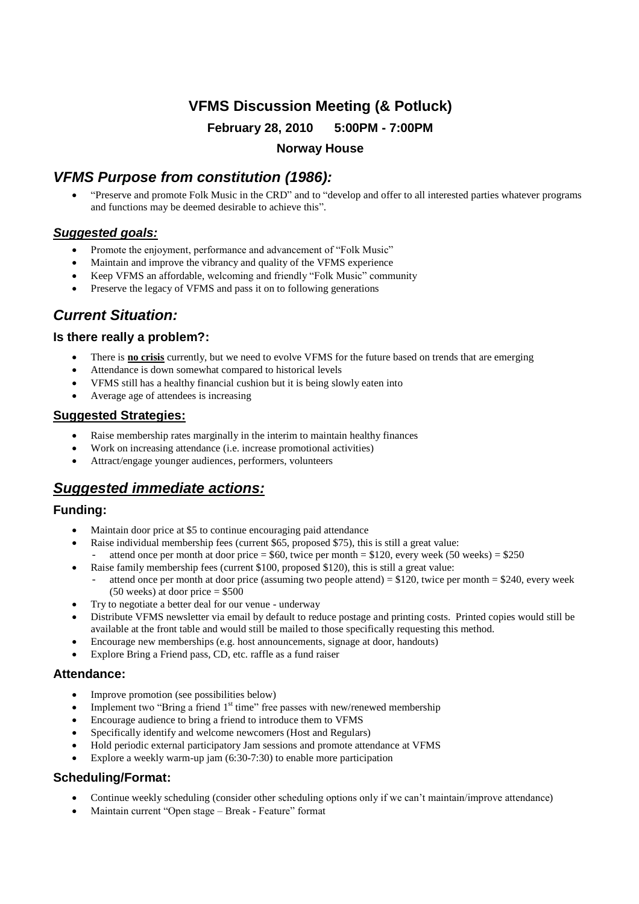# VFMS Discussion Meeting (& Potluck)

**February 28, 2010 5:00PM - 7:00PM**

**Norway House**

## *VFMS Purpose from constitution (1986):*

- "Preserve and promote Folk Music in the CRD" and to "develop and offer to all interested parties whatever programs and functions may be deemed desirable to achieve this".

### ***Suggested goals:***

- Promote the enjoyment, performance and advancement of "Folk Music"
- Maintain and improve the vibrancy and quality of the VFMS experience
- Keep VFMS an affordable, welcoming and friendly "Folk Music" community
- Preserve the legacy of VFMS and pass it on to following generations

## *Current Situation:*

### Is there really a problem?:

- There is **no crisis** currently, but we need to evolve VFMS for the future based on trends that are emerging
- Attendance is down somewhat compared to historical levels
- VFMS still has a healthy financial cushion but it is being slowly eaten into
- Average age of attendees is increasing

### Suggested Strategies:

- Raise membership rates marginally in the interim to maintain healthy finances
- Work on increasing attendance (i.e. increase promotional activities)
- Attract/engage younger audiences, performers, volunteers

## ***Suggested immediate actions:***

### Funding:

- Maintain door price at $5 to continue encouraging paid attendance
- Raise individual membership fees (current $65, proposed $75), this is still a great value:
  - attend once per month at door price = $60, twice per month = $120, every week (50 weeks) = $250
- Raise family membership fees (current $100, proposed $120), this is still a great value:
  - attend once per month at door price (assuming two people attend) = $120, twice per month = $240, every week (50 weeks) at door price = $500
- Try to negotiate a better deal for our venue - underway
- Distribute VFMS newsletter via email by default to reduce postage and printing costs. Printed copies would still be available at the front table and would still be mailed to those specifically requesting this method.
- Encourage new memberships (e.g. host announcements, signage at door, handouts)
- Explore Bring a Friend pass, CD, etc. raffle as a fund raiser

### Attendance:

- Improve promotion (see possibilities below)
- Implement two "Bring a friend 1st time" free passes with new/renewed membership
- Encourage audience to bring a friend to introduce them to VFMS
- Specifically identify and welcome newcomers (Host and Regulars)
- Hold periodic external participatory Jam sessions and promote attendance at VFMS
- Explore a weekly warm-up jam (6:30-7:30) to enable more participation

### Scheduling/Format:

- Continue weekly scheduling (consider other scheduling options only if we can't maintain/improve attendance)
- Maintain current "Open stage – Break - Feature" format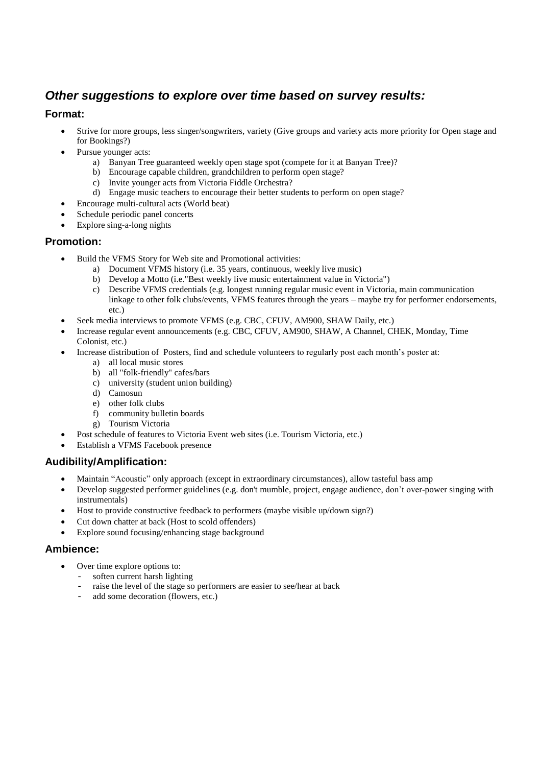## *Other suggestions to explore over time based on survey results:*

### Format:

- Strive for more groups, less singer/songwriters, variety (Give groups and variety acts more priority for Open stage and for Bookings?)
- Pursue younger acts:
  a) Banyan Tree guaranteed weekly open stage spot (compete for it at Banyan Tree)?
  b) Encourage capable children, grandchildren to perform open stage?
  c) Invite younger acts from Victoria Fiddle Orchestra?
  d) Engage music teachers to encourage their better students to perform on open stage?
- Encourage multi-cultural acts (World beat)
- Schedule periodic panel concerts
- Explore sing-a-long nights

### Promotion:

- Build the VFMS Story for Web site and Promotional activities:
  a) Document VFMS history (i.e. 35 years, continuous, weekly live music)
  b) Develop a Motto (i.e."Best weekly live music entertainment value in Victoria")
  c) Describe VFMS credentials (e.g. longest running regular music event in Victoria, main communication linkage to other folk clubs/events, VFMS features through the years – maybe try for performer endorsements, etc.)
- Seek media interviews to promote VFMS (e.g. CBC, CFUV, AM900, SHAW Daily, etc.)
- Increase regular event announcements (e.g. CBC, CFUV, AM900, SHAW, A Channel, CHEK, Monday, Time Colonist, etc.)
- Increase distribution of Posters, find and schedule volunteers to regularly post each month's poster at:
  a) all local music stores
  b) all "folk-friendly" cafes/bars
  c) university (student union building)
  d) Camosun
  e) other folk clubs
  f) community bulletin boards
  g) Tourism Victoria
- Post schedule of features to Victoria Event web sites (i.e. Tourism Victoria, etc.)
- Establish a VFMS Facebook presence

### Audibility/Amplification:

- Maintain "Acoustic" only approach (except in extraordinary circumstances), allow tasteful bass amp
- Develop suggested performer guidelines (e.g. don't mumble, project, engage audience, don't over-power singing with instrumentals)
- Host to provide constructive feedback to performers (maybe visible up/down sign?)
- Cut down chatter at back (Host to scold offenders)
- Explore sound focusing/enhancing stage background

### Ambience:

- Over time explore options to:
  - soften current harsh lighting
  - raise the level of the stage so performers are easier to see/hear at back
  - add some decoration (flowers, etc.)